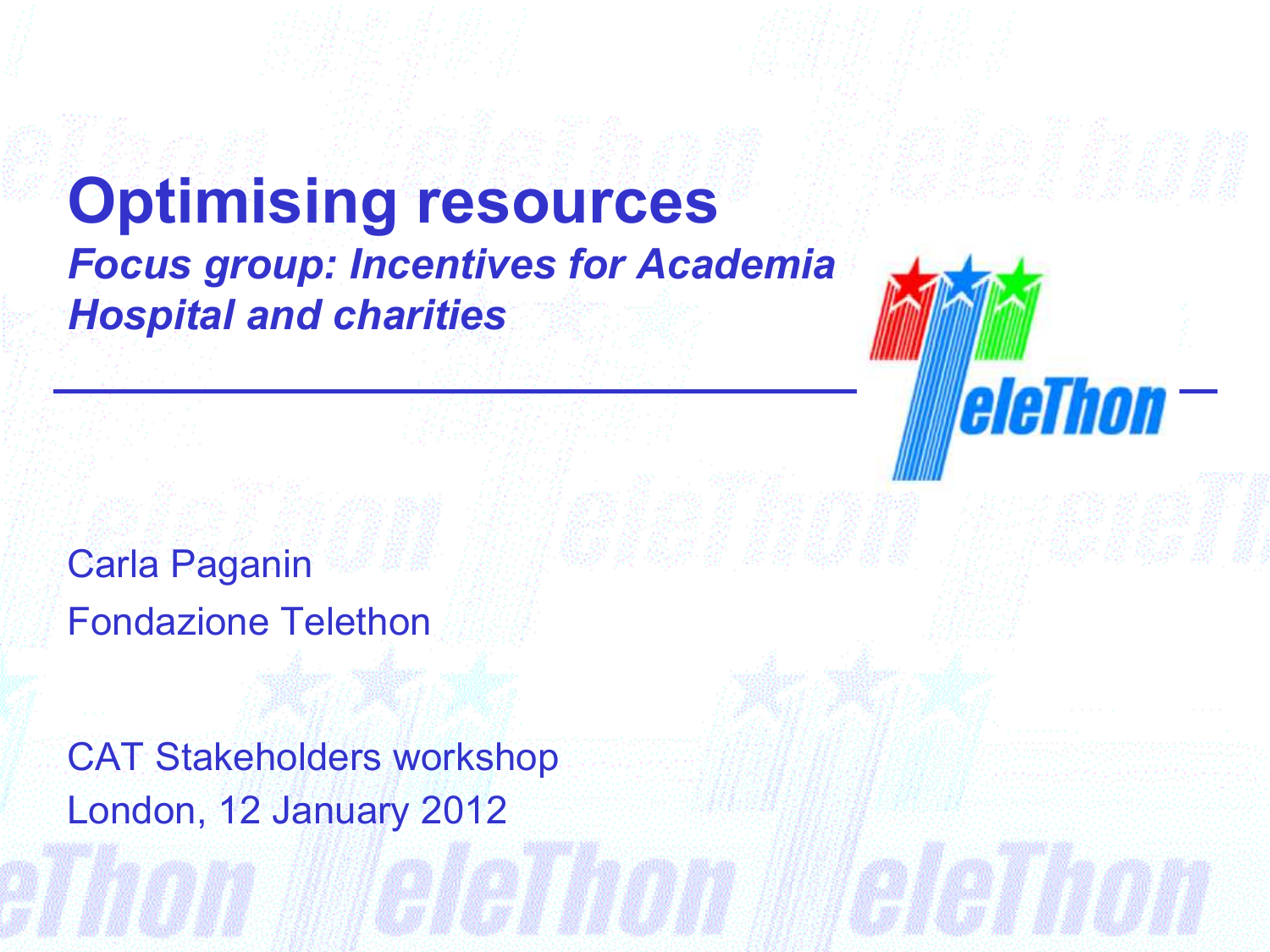# Optimising resources

***Focus group: Incentives for Academia Hospital and charities***

Carla Paganin

Fondazione Telethon

CAT Stakeholders workshop

London, 12 January 2012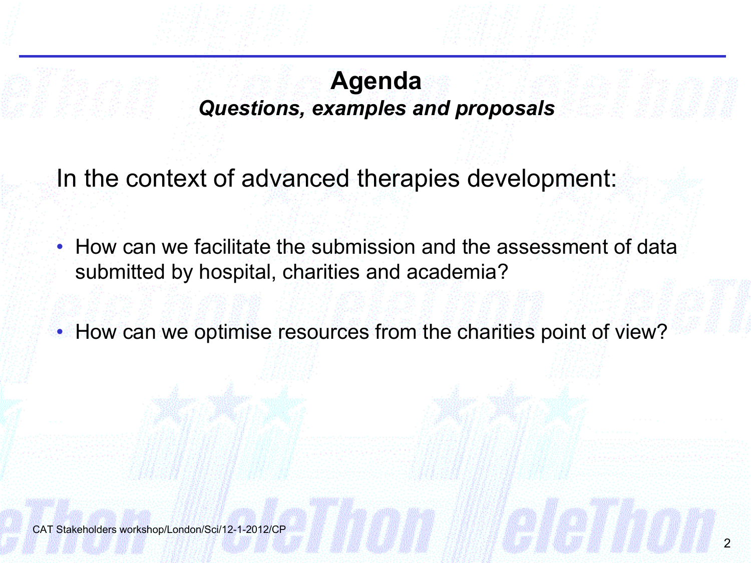# Agenda

***Questions, examples and proposals***

In the context of advanced therapies development:

- How can we facilitate the submission and the assessment of data submitted by hospital, charities and academia?
- How can we optimise resources from the charities point of view?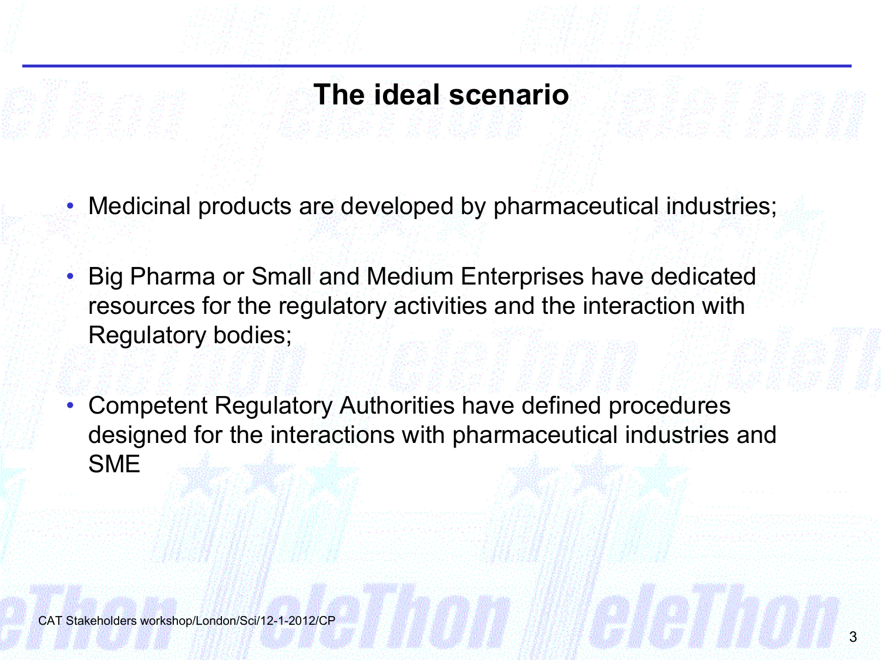# The ideal scenario

- Medicinal products are developed by pharmaceutical industries;
- Big Pharma or Small and Medium Enterprises have dedicated resources for the regulatory activities and the interaction with Regulatory bodies;
- Competent Regulatory Authorities have defined procedures designed for the interactions with pharmaceutical industries and SME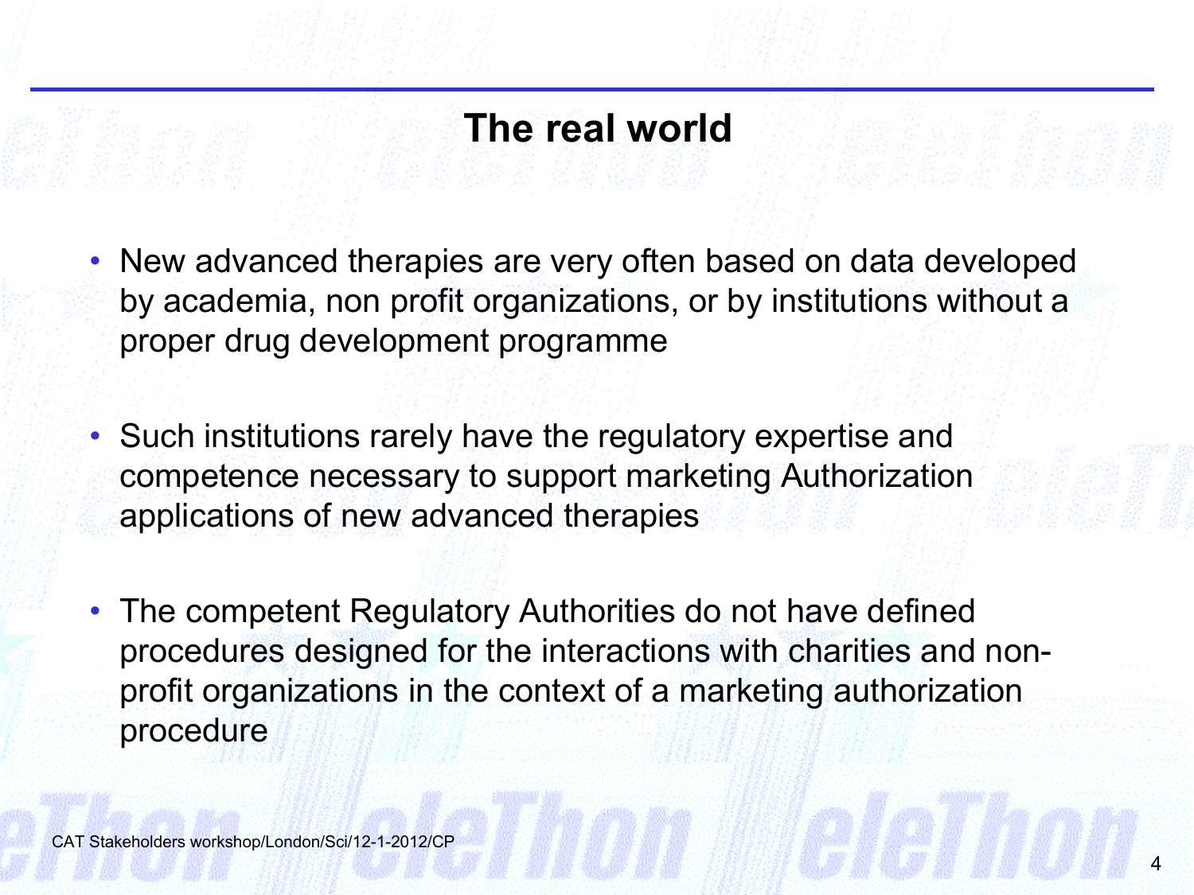# The real world

- New advanced therapies are very often based on data developed by academia, non profit organizations, or by institutions without a proper drug development programme

- Such institutions rarely have the regulatory expertise and competence necessary to support marketing Authorization applications of new advanced therapies

- The competent Regulatory Authorities do not have defined procedures designed for the interactions with charities and non-profit organizations in the context of a marketing authorization procedure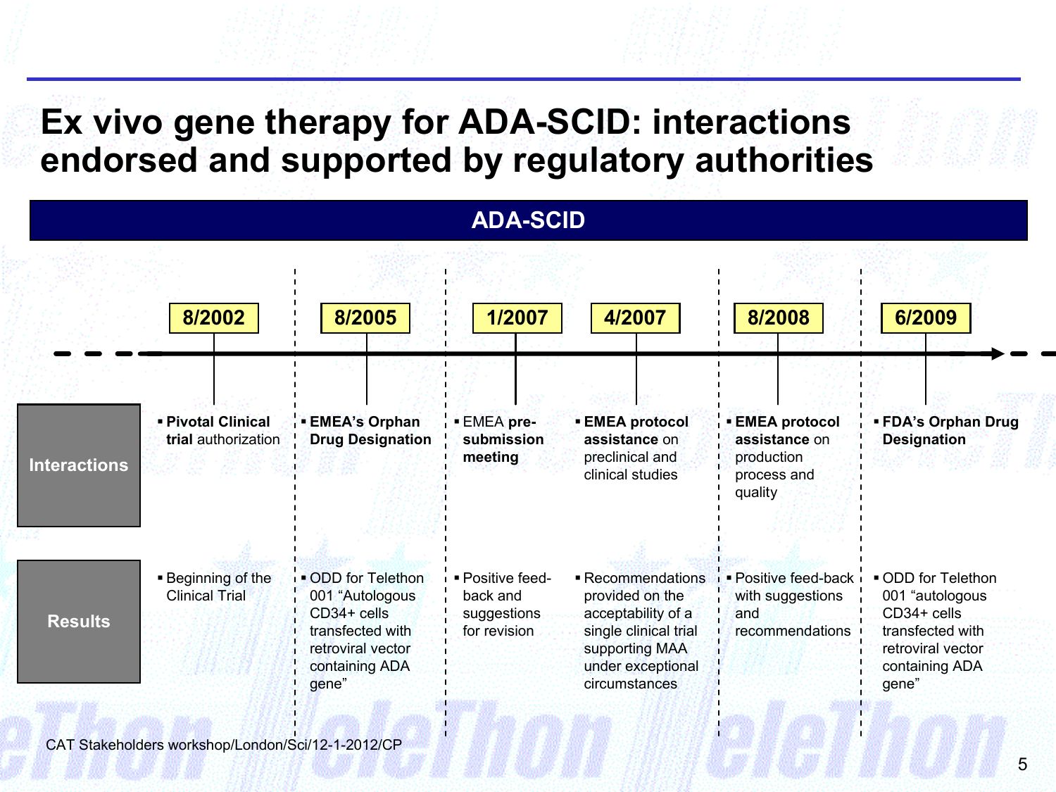# Ex vivo gene therapy for ADA-SCID: interactions endorsed and supported by regulatory authorities

## ADA-SCID

| | 8/2002 | 8/2005 | 1/2007 | 4/2007 | 8/2008 | 6/2009 |
|---|---|---|---|---|---|---|
| **Interactions** | **Pivotal Clinical trial** authorization | **EMEA's Orphan Drug Designation** | EMEA **pre-submission meeting** | **EMEA protocol assistance** on preclinical and clinical studies | **EMEA protocol assistance** on production process and quality | **FDA's Orphan Drug Designation** |
| **Results** | Beginning of the Clinical Trial | ODD for Telethon 001 "Autologous CD34+ cells transfected with retroviral vector containing ADA gene" | Positive feed-back and suggestions for revision | Recommendations provided on the acceptability of a single clinical trial supporting MAA under exceptional circumstances | Positive feed-back with suggestions and recommendations | ODD for Telethon 001 "autologous CD34+ cells transfected with retroviral vector containing ADA gene" |

CAT Stakeholders workshop/London/Sci/12-1-2012/CP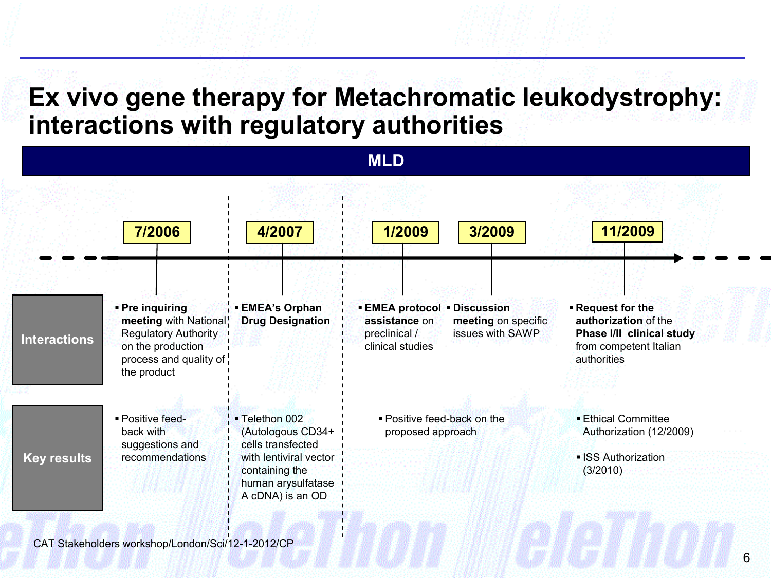# Ex vivo gene therapy for Metachromatic leukodystrophy: interactions with regulatory authorities

## MLD

| | 7/2006 | 4/2007 | 1/2009 | 3/2009 | 11/2009 |
|---|---|---|---|---|---|
| **Interactions** | **Pre inquiring meeting** with National Regulatory Authority on the production process and quality of the product | **EMEA's Orphan Drug Designation** | **EMEA protocol assistance** on preclinical / clinical studies | **Discussion meeting** on specific issues with SAWP | **Request for the authorization** of the **Phase I/II clinical study** from competent Italian authorities |
| **Key results** | Positive feed-back with suggestions and recommendations | Telethon 002 (Autologous CD34+ cells transfected with lentiviral vector containing the human arysulfatase A cDNA) is an OD | Positive feed-back on the proposed approach | | Ethical Committee Authorization (12/2009)<br>ISS Authorization (3/2010) |

CAT Stakeholders workshop/London/Sci/12-1-2012/CP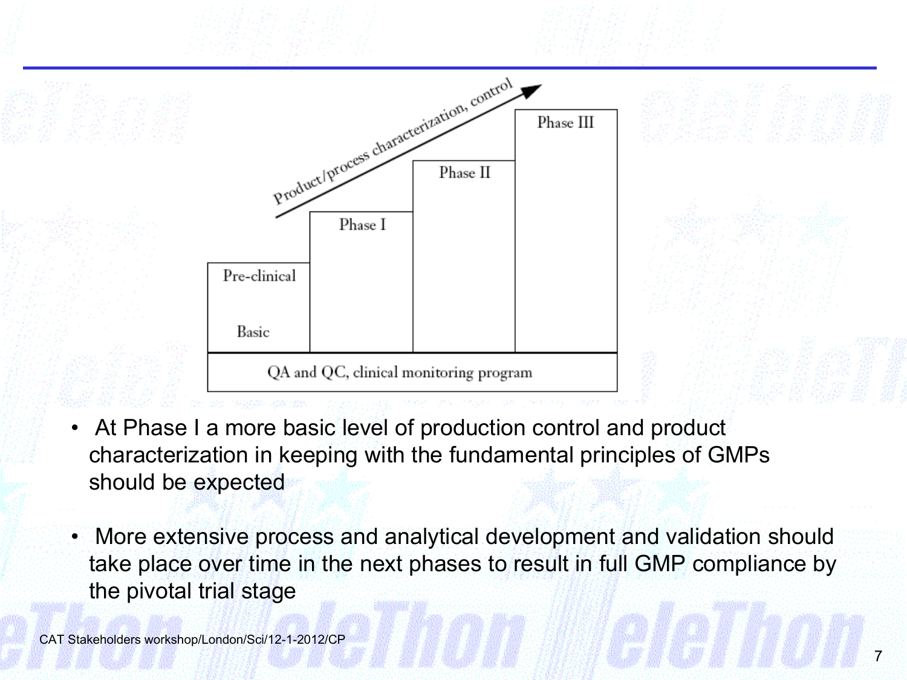Product/process characterization, control

| Pre-clinical | Phase I | Phase II | Phase III |
|---|---|---|---|
| Basic | | | |
| QA and QC, clinical monitoring program | | | |

- At Phase I a more basic level of production control and product characterization in keeping with the fundamental principles of GMPs should be expected

- More extensive process and analytical development and validation should take place over time in the next phases to result in full GMP compliance by the pivotal trial stage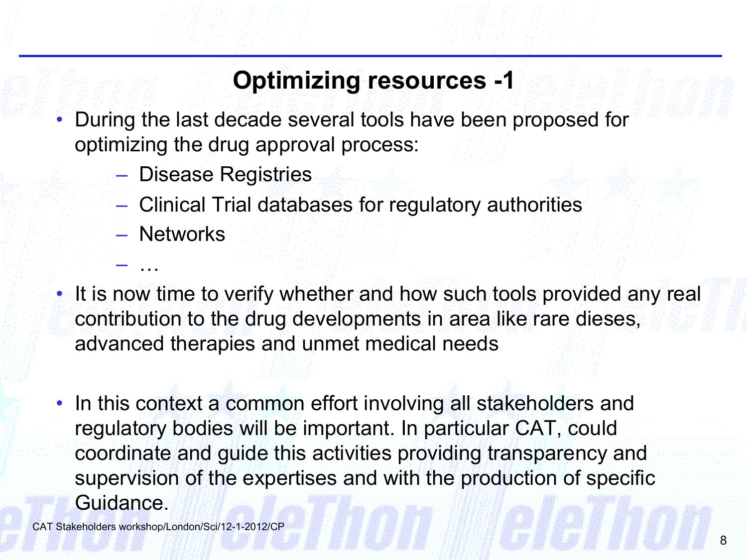## Optimizing resources -1

- During the last decade several tools have been proposed for optimizing the drug approval process:
  - Disease Registries
  - Clinical Trial databases for regulatory authorities
  - Networks
  - …
- It is now time to verify whether and how such tools provided any real contribution to the drug developments in area like rare dieses, advanced therapies and unmet medical needs
- In this context a common effort involving all stakeholders and regulatory bodies will be important. In particular CAT, could coordinate and guide this activities providing transparency and supervision of the expertises and with the production of specific Guidance.

CAT Stakeholders workshop/London/Sci/12-1-2012/CP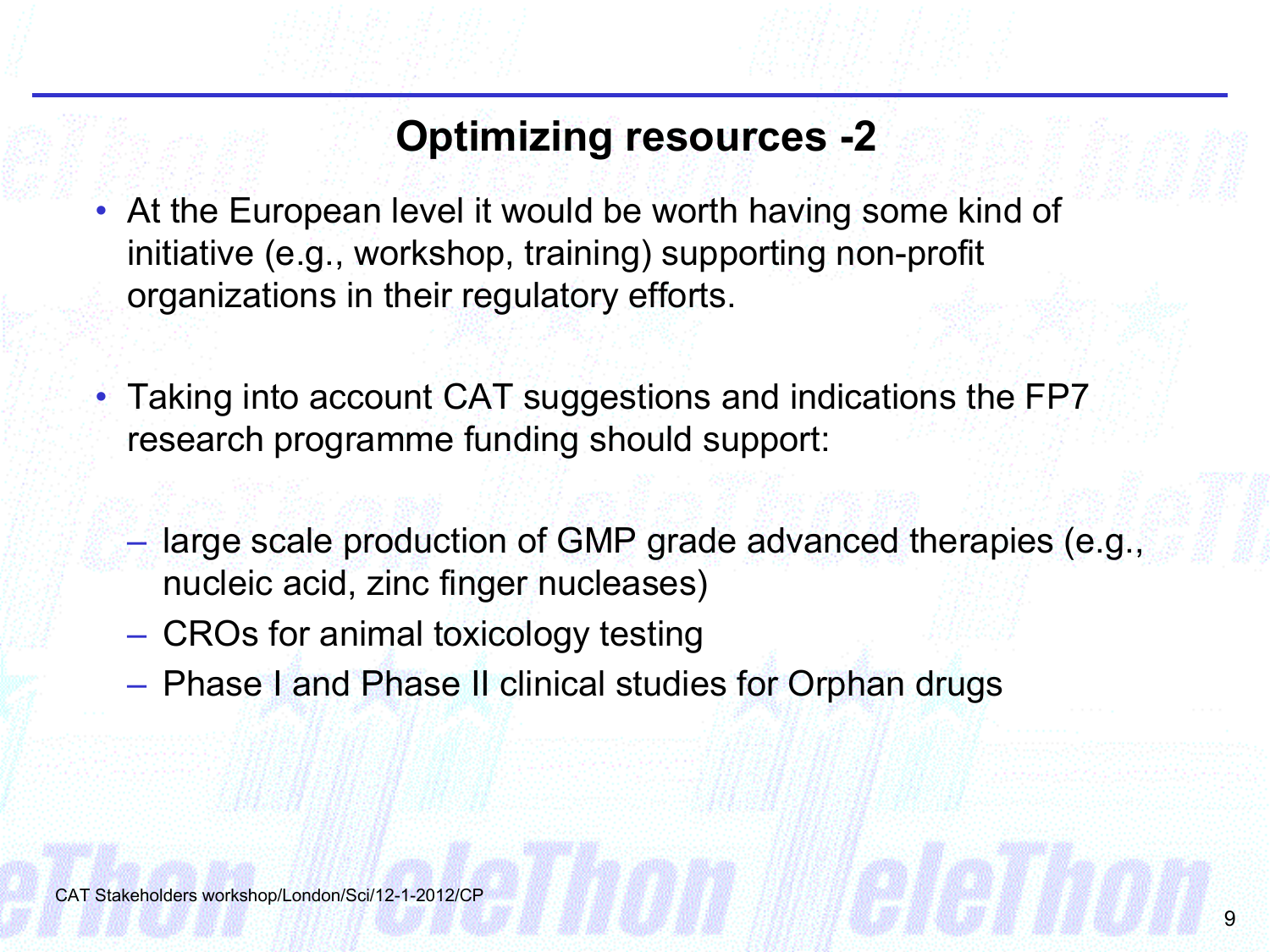## Optimizing resources -2

- At the European level it would be worth having some kind of initiative (e.g., workshop, training) supporting non-profit organizations in their regulatory efforts.

- Taking into account CAT suggestions and indications the FP7 research programme funding should support:

  - large scale production of GMP grade advanced therapies (e.g., nucleic acid, zinc finger nucleases)
  - CROs for animal toxicology testing
  - Phase I and Phase II clinical studies for Orphan drugs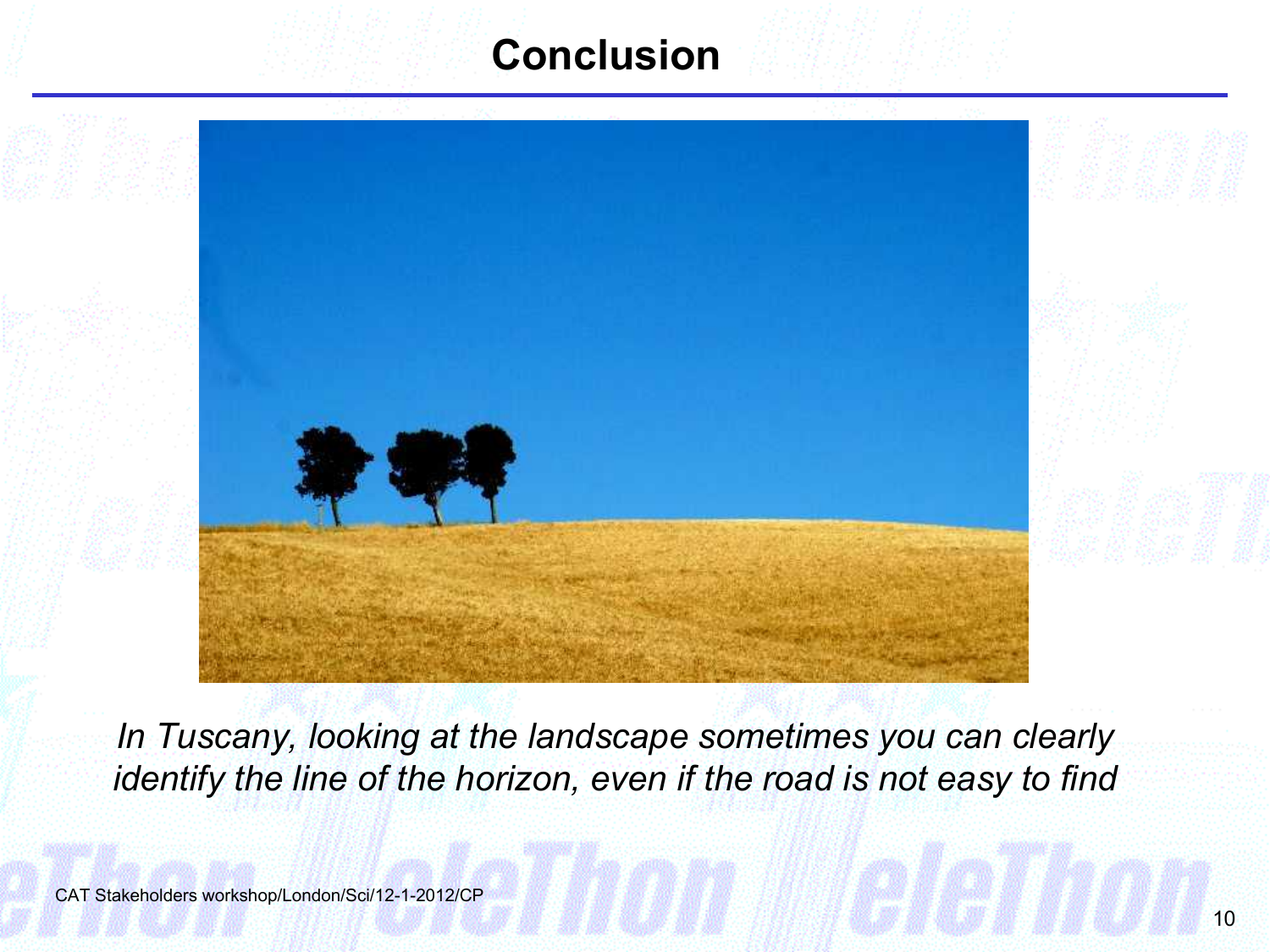# Conclusion

*In Tuscany, looking at the landscape sometimes you can clearly identify the line of the horizon, even if the road is not easy to find*